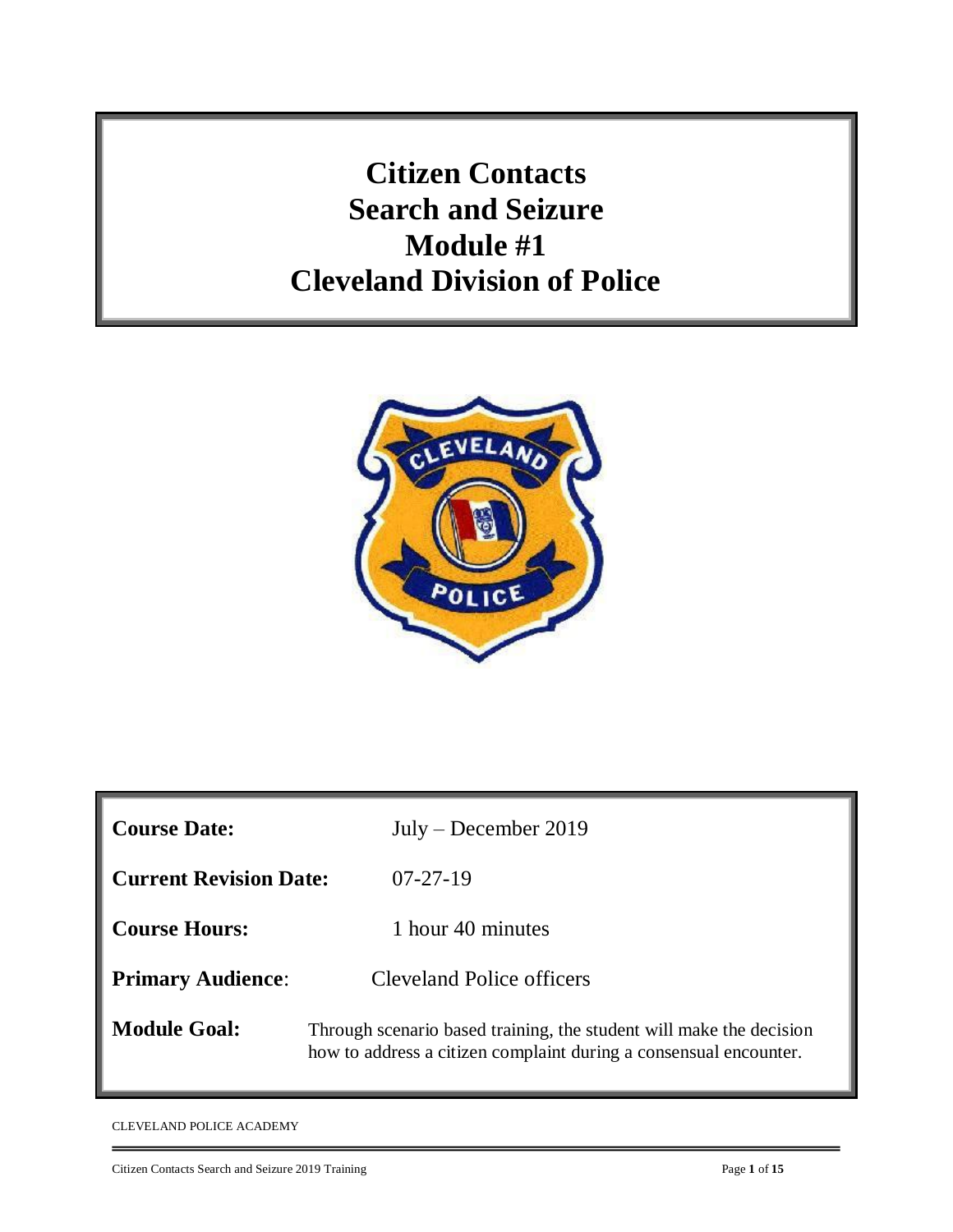# Citizen Contacts
# Search and Seizure
# Module #1
# Cleveland Division of Police

| | |
|---|---|
| **Course Date:** | July – December 2019 |
| **Current Revision Date:** | 07-27-19 |
| **Course Hours:** | 1 hour 40 minutes |
| **Primary Audience**: | Cleveland Police officers |
| **Module Goal:** | Through scenario based training, the student will make the decision how to address a citizen complaint during a consensual encounter. |

CLEVELAND POLICE ACADEMY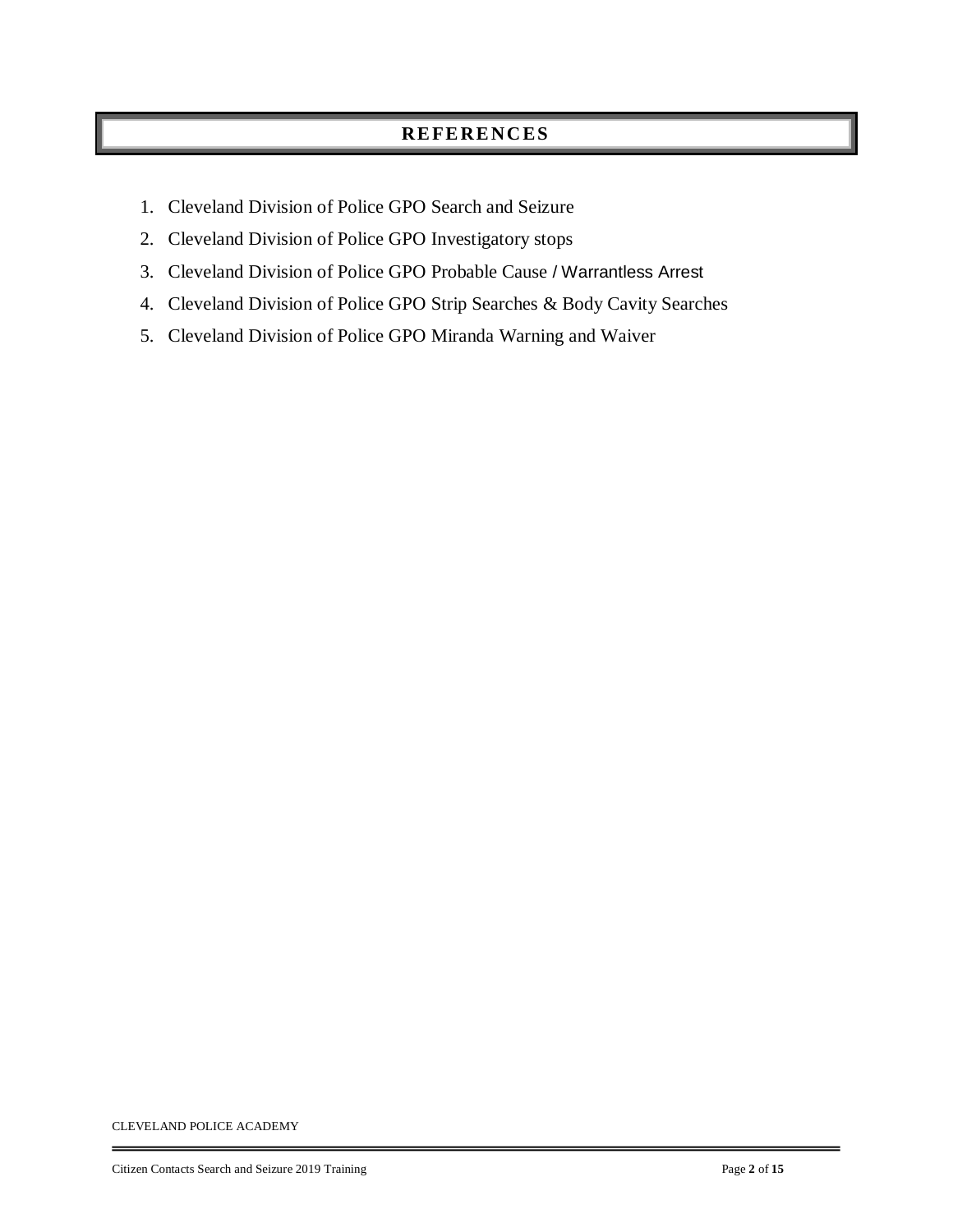# REFERENCES

1. Cleveland Division of Police GPO Search and Seizure
2. Cleveland Division of Police GPO Investigatory stops
3. Cleveland Division of Police GPO Probable Cause / Warrantless Arrest
4. Cleveland Division of Police GPO Strip Searches & Body Cavity Searches
5. Cleveland Division of Police GPO Miranda Warning and Waiver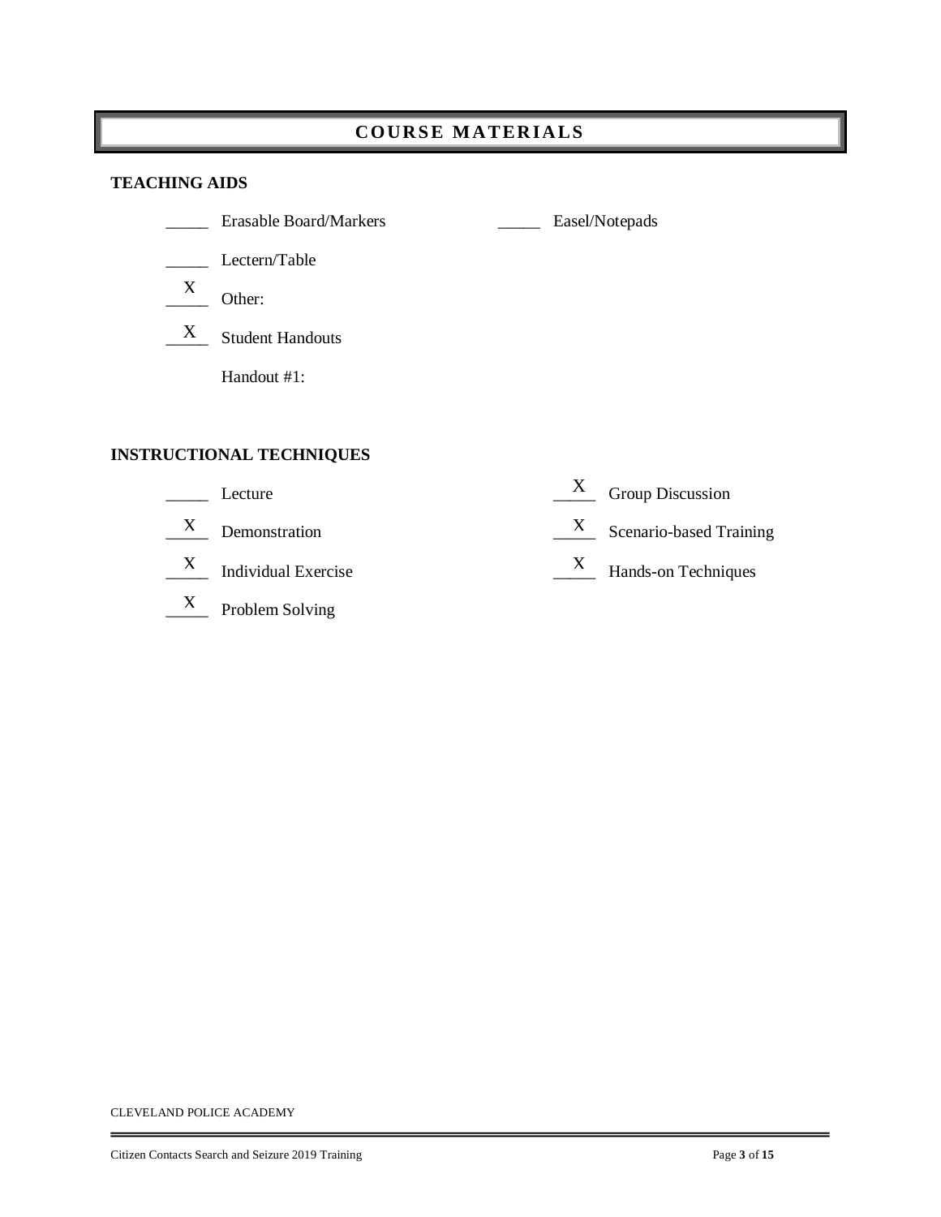# COURSE MATERIALS

## TEACHING AIDS

_____ Erasable Board/Markers

_____ Easel/Notepads

_____ Lectern/Table

__X__ Other:

__X__ Student Handouts

Handout #1:

## INSTRUCTIONAL TECHNIQUES

_____ Lecture

__X__ Demonstration

__X__ Individual Exercise

__X__ Problem Solving

__X__ Group Discussion

__X__ Scenario-based Training

__X__ Hands-on Techniques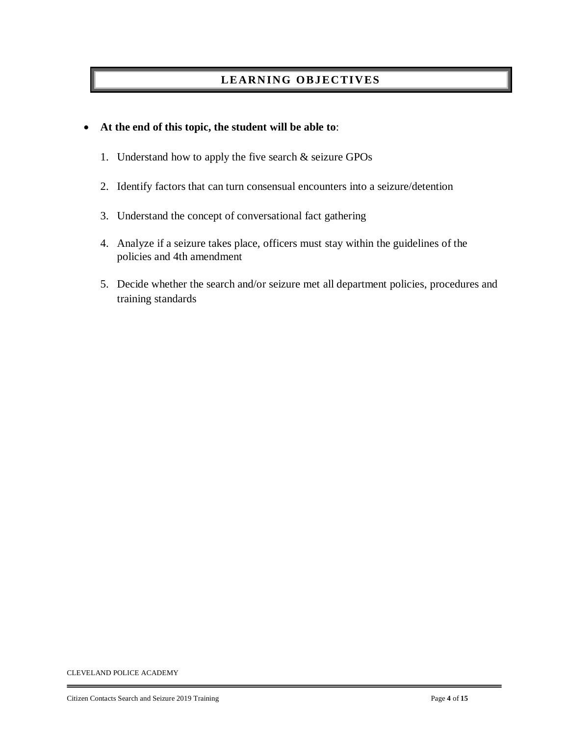## LEARNING OBJECTIVES

- **At the end of this topic, the student will be able to**:

    1. Understand how to apply the five search & seizure GPOs
    2. Identify factors that can turn consensual encounters into a seizure/detention
    3. Understand the concept of conversational fact gathering
    4. Analyze if a seizure takes place, officers must stay within the guidelines of the policies and 4th amendment
    5. Decide whether the search and/or seizure met all department policies, procedures and training standards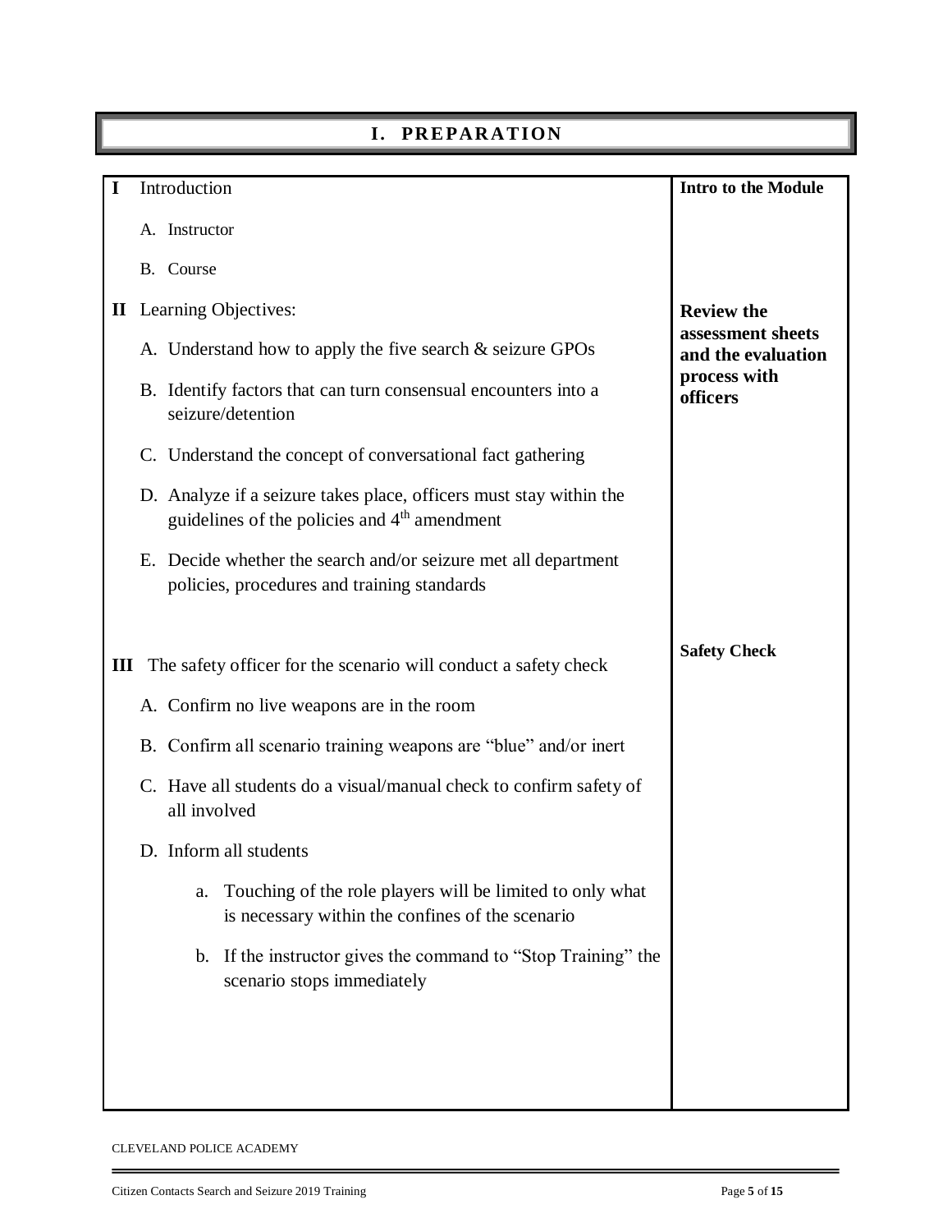# I. PREPARATION

| | |
|---|---|
| **I** Introduction<br><br>A. Instructor<br><br>B. Course | **Intro to the Module** |
| **II** Learning Objectives:<br><br>A. Understand how to apply the five search & seizure GPOs<br><br>B. Identify factors that can turn consensual encounters into a seizure/detention<br><br>C. Understand the concept of conversational fact gathering<br><br>D. Analyze if a seizure takes place, officers must stay within the guidelines of the policies and 4th amendment<br><br>E. Decide whether the search and/or seizure met all department policies, procedures and training standards | **Review the assessment sheets and the evaluation process with officers** |
| **III** The safety officer for the scenario will conduct a safety check<br><br>A. Confirm no live weapons are in the room<br><br>B. Confirm all scenario training weapons are "blue" and/or inert<br><br>C. Have all students do a visual/manual check to confirm safety of all involved<br><br>D. Inform all students<br><br>a. Touching of the role players will be limited to only what is necessary within the confines of the scenario<br><br>b. If the instructor gives the command to "Stop Training" the scenario stops immediately | **Safety Check** |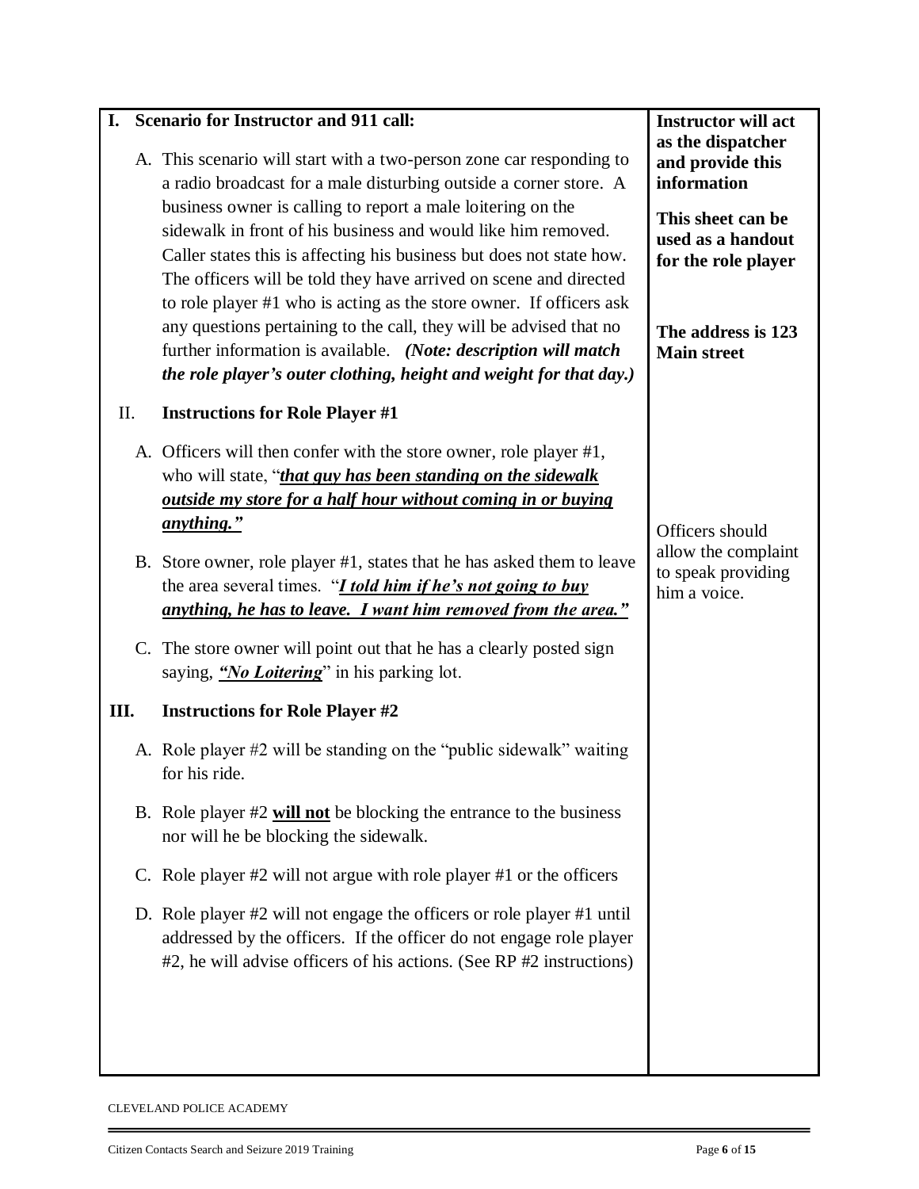| **I. Scenario for Instructor and 911 call:** | **Instructor will act as the dispatcher and provide this information** |
|---|---|
| A. This scenario will start with a two-person zone car responding to a radio broadcast for a male disturbing outside a corner store. A business owner is calling to report a male loitering on the sidewalk in front of his business and would like him removed. Caller states this is affecting his business but does not state how. The officers will be told they have arrived on scene and directed to role player #1 who is acting as the store owner. If officers ask any questions pertaining to the call, they will be advised that no further information is available. ***(Note: description will match the role player's outer clothing, height and weight for that day.)*** | **This sheet can be used as a handout for the role player**<br><br>**The address is 123 Main street** |
| **II. Instructions for Role Player #1** | |
| A. Officers will then confer with the store owner, role player #1, who will state, "***<u>that guy has been standing on the sidewalk outside my store for a half hour without coming in or buying anything.</u>***" | |
| B. Store owner, role player #1, states that he has asked them to leave the area several times. "***<u>I told him if he's not going to buy anything, he has to leave. I want him removed from the area.</u>***" | Officers should allow the complaint to speak providing him a voice. |
| C. The store owner will point out that he has a clearly posted sign saying, ***<u>"No Loitering</u>***" in his parking lot. | |
| **III. Instructions for Role Player #2** | |
| A. Role player #2 will be standing on the "public sidewalk" waiting for his ride. | |
| B. Role player #2 **<u>will not</u>** be blocking the entrance to the business nor will he be blocking the sidewalk. | |
| C. Role player #2 will not argue with role player #1 or the officers | |
| D. Role player #2 will not engage the officers or role player #1 until addressed by the officers. If the officer do not engage role player #2, he will advise officers of his actions. (See RP #2 instructions) | |

CLEVELAND POLICE ACADEMY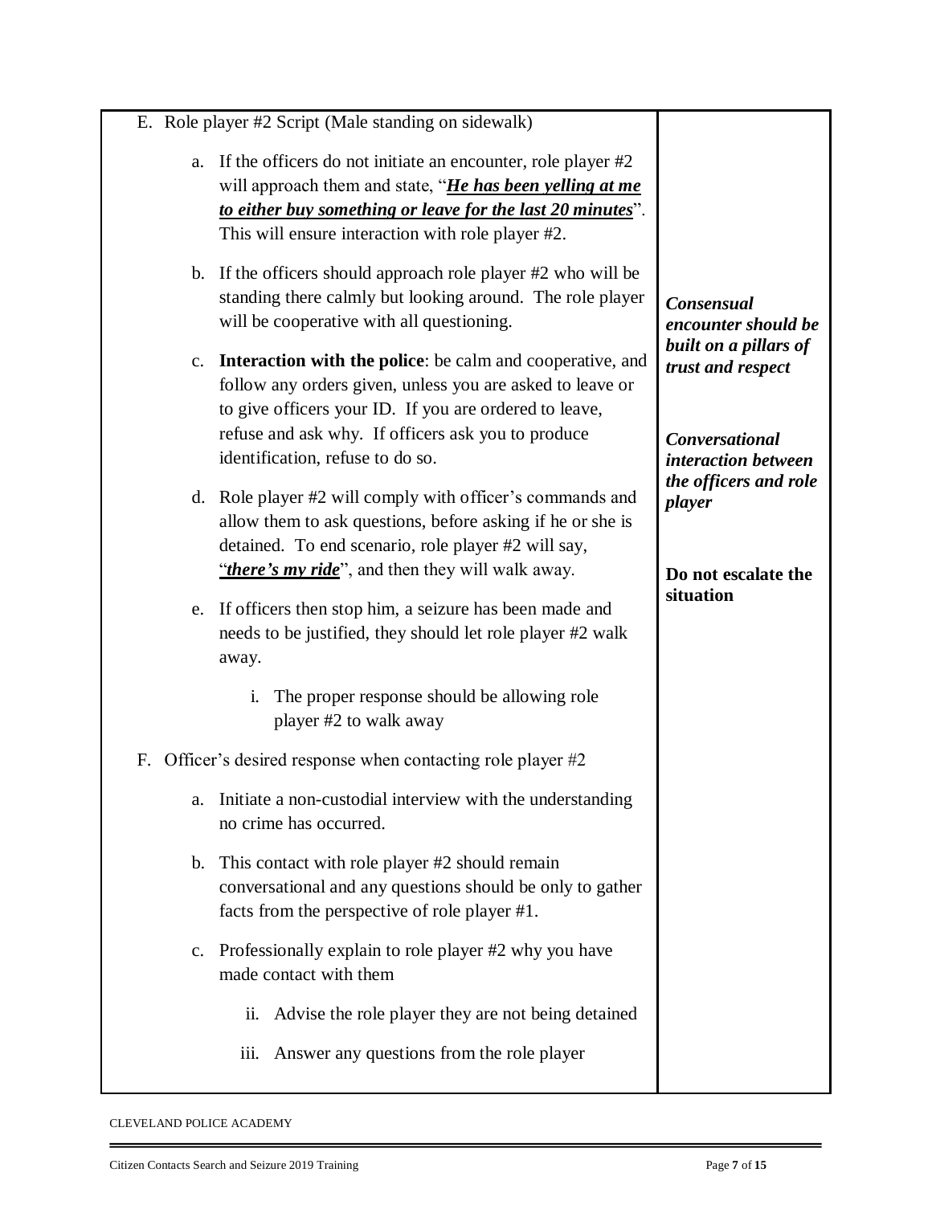| | |
|---|---|
| E. Role player #2 Script (Male standing on sidewalk)<br><br>a. If the officers do not initiate an encounter, role player #2 will approach them and state, "***<u>He has been yelling at me to either buy something or leave for the last 20 minutes</u>***". This will ensure interaction with role player #2.<br><br>b. If the officers should approach role player #2 who will be standing there calmly but looking around. The role player will be cooperative with all questioning.<br><br>c. **Interaction with the police**: be calm and cooperative, and follow any orders given, unless you are asked to leave or to give officers your ID. If you are ordered to leave, refuse and ask why. If officers ask you to produce identification, refuse to do so.<br><br>d. Role player #2 will comply with officer's commands and allow them to ask questions, before asking if he or she is detained. To end scenario, role player #2 will say, "***<u>there's my ride</u>***", and then they will walk away.<br><br>e. If officers then stop him, a seizure has been made and needs to be justified, they should let role player #2 walk away.<br><br>i. The proper response should be allowing role player #2 to walk away<br><br>F. Officer's desired response when contacting role player #2<br><br>a. Initiate a non-custodial interview with the understanding no crime has occurred.<br><br>b. This contact with role player #2 should remain conversational and any questions should be only to gather facts from the perspective of role player #1.<br><br>c. Professionally explain to role player #2 why you have made contact with them<br><br>ii. Advise the role player they are not being detained<br><br>iii. Answer any questions from the role player | ***Consensual encounter should be built on a pillars of trust and respect***<br><br>***Conversational interaction between the officers and role player***<br><br>**Do not escalate the situation** |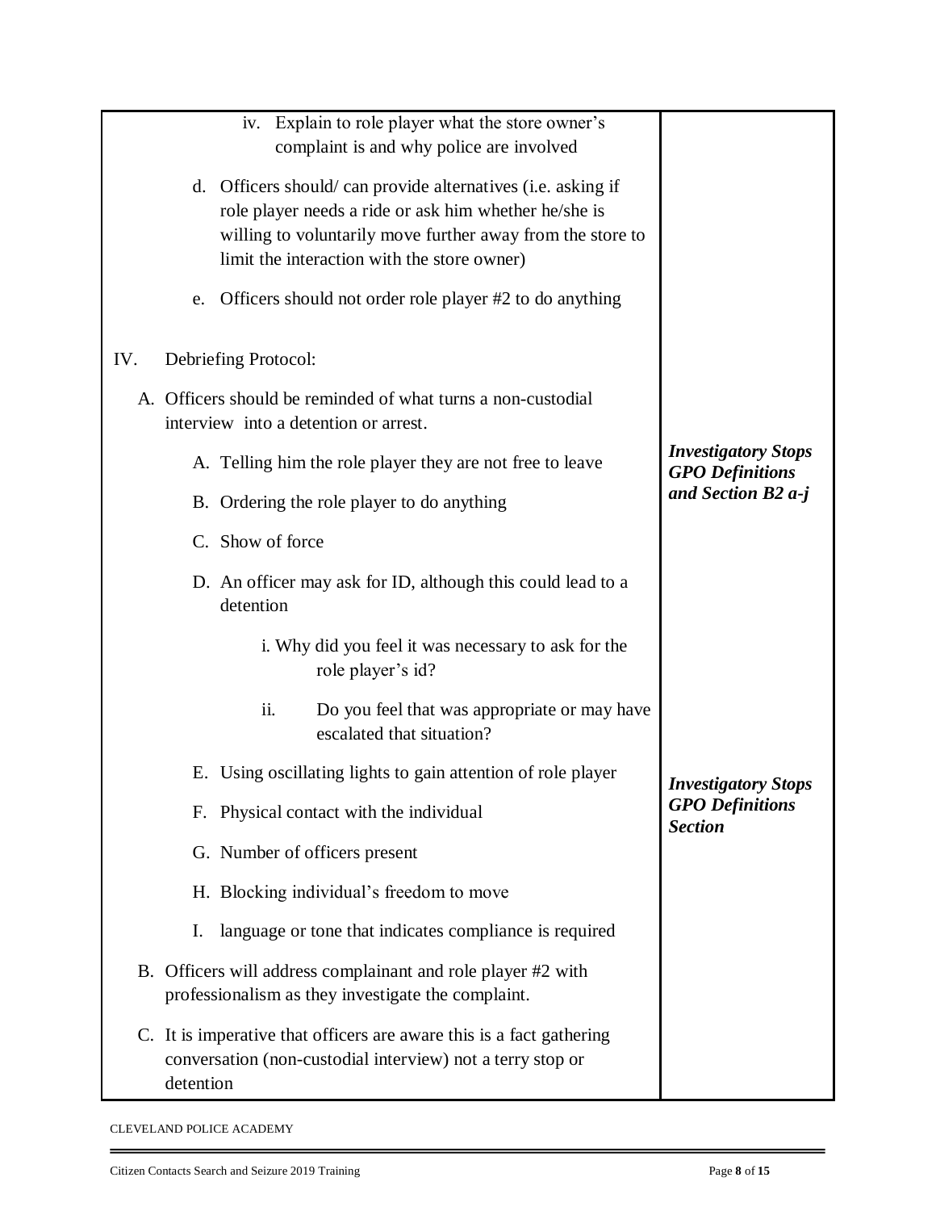| | |
|---|---|
| iv. Explain to role player what the store owner's complaint is and why police are involved<br><br>d. Officers should/ can provide alternatives (i.e. asking if role player needs a ride or ask him whether he/she is willing to voluntarily move further away from the store to limit the interaction with the store owner)<br><br>e. Officers should not order role player #2 to do anything<br><br>IV. Debriefing Protocol:<br><br>A. Officers should be reminded of what turns a non-custodial interview into a detention or arrest.<br><br>A. Telling him the role player they are not free to leave<br><br>B. Ordering the role player to do anything<br><br>C. Show of force<br><br>D. An officer may ask for ID, although this could lead to a detention<br><br>i. Why did you feel it was necessary to ask for the role player's id?<br><br>ii. Do you feel that was appropriate or may have escalated that situation?<br><br>E. Using oscillating lights to gain attention of role player<br><br>F. Physical contact with the individual<br><br>G. Number of officers present<br><br>H. Blocking individual's freedom to move<br><br>I. language or tone that indicates compliance is required<br><br>B. Officers will address complainant and role player #2 with professionalism as they investigate the complaint.<br><br>C. It is imperative that officers are aware this is a fact gathering conversation (non-custodial interview) not a terry stop or detention | ***Investigatory Stops GPO Definitions and Section B2 a-j***<br><br>***Investigatory Stops GPO Definitions Section*** |

CLEVELAND POLICE ACADEMY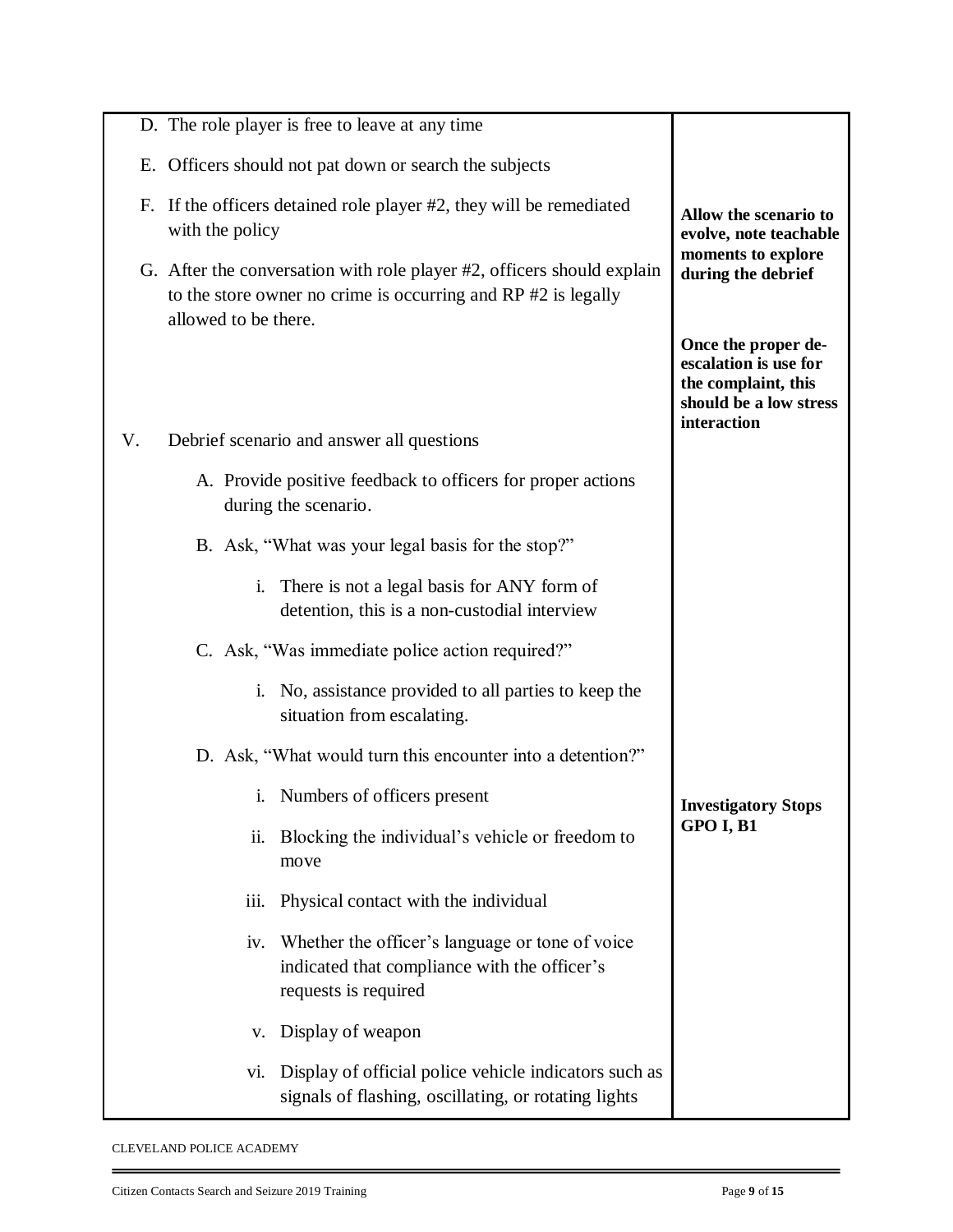| | |
|---|---|
| D. The role player is free to leave at any time<br><br>E. Officers should not pat down or search the subjects<br><br>F. If the officers detained role player #2, they will be remediated with the policy<br><br>G. After the conversation with role player #2, officers should explain to the store owner no crime is occurring and RP #2 is legally allowed to be there. | **Allow the scenario to evolve, note teachable moments to explore during the debrief**<br><br>**Once the proper de-escalation is use for the complaint, this should be a low stress interaction** |
| V. Debrief scenario and answer all questions<br><br>A. Provide positive feedback to officers for proper actions during the scenario.<br><br>B. Ask, "What was your legal basis for the stop?"<br><br>i. There is not a legal basis for ANY form of detention, this is a non-custodial interview<br><br>C. Ask, "Was immediate police action required?"<br><br>i. No, assistance provided to all parties to keep the situation from escalating.<br><br>D. Ask, "What would turn this encounter into a detention?"<br><br>i. Numbers of officers present<br><br>ii. Blocking the individual's vehicle or freedom to move<br><br>iii. Physical contact with the individual<br><br>iv. Whether the officer's language or tone of voice indicated that compliance with the officer's requests is required<br><br>v. Display of weapon<br><br>vi. Display of official police vehicle indicators such as signals of flashing, oscillating, or rotating lights | **Investigatory Stops GPO I, B1** |

CLEVELAND POLICE ACADEMY

Citizen Contacts Search and Seizure 2019 Training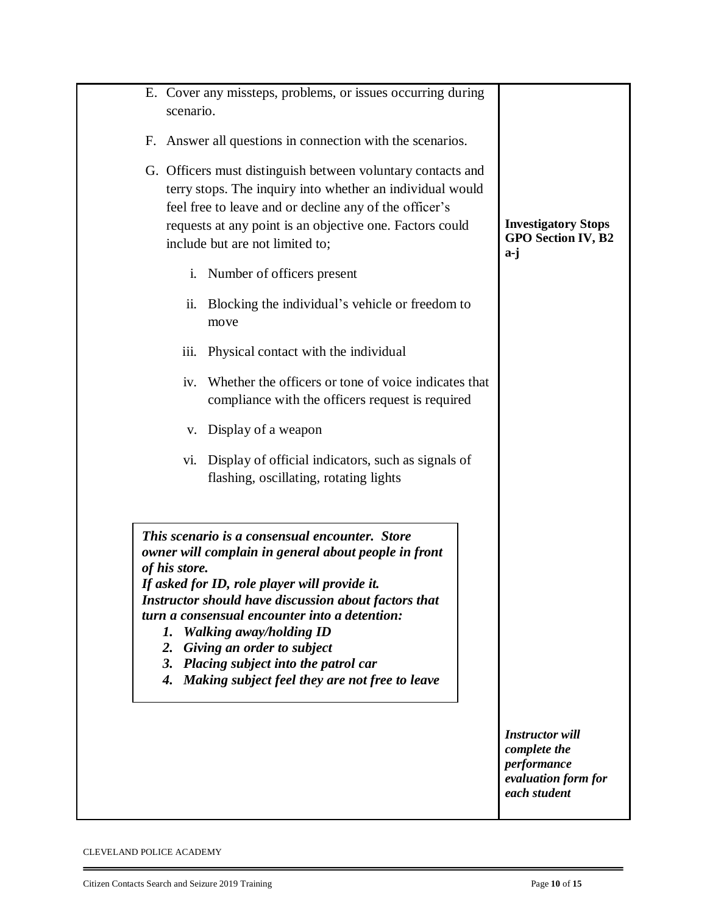E. Cover any missteps, problems, or issues occurring during scenario.

F. Answer all questions in connection with the scenarios.

G. Officers must distinguish between voluntary contacts and terry stops. The inquiry into whether an individual would feel free to leave and or decline any of the officer's requests at any point is an objective one. Factors could include but are not limited to;

**Investigatory Stops GPO Section IV, B2 a-j**

i. Number of officers present

ii. Blocking the individual's vehicle or freedom to move

iii. Physical contact with the individual

iv. Whether the officers or tone of voice indicates that compliance with the officers request is required

v. Display of a weapon

vi. Display of official indicators, such as signals of flashing, oscillating, rotating lights

***This scenario is a consensual encounter. Store owner will complain in general about people in front of his store.***
***If asked for ID, role player will provide it.***
***Instructor should have discussion about factors that turn a consensual encounter into a detention:***

1. ***Walking away/holding ID***
2. ***Giving an order to subject***
3. ***Placing subject into the patrol car***
4. ***Making subject feel they are not free to leave***

***Instructor will complete the performance evaluation form for each student***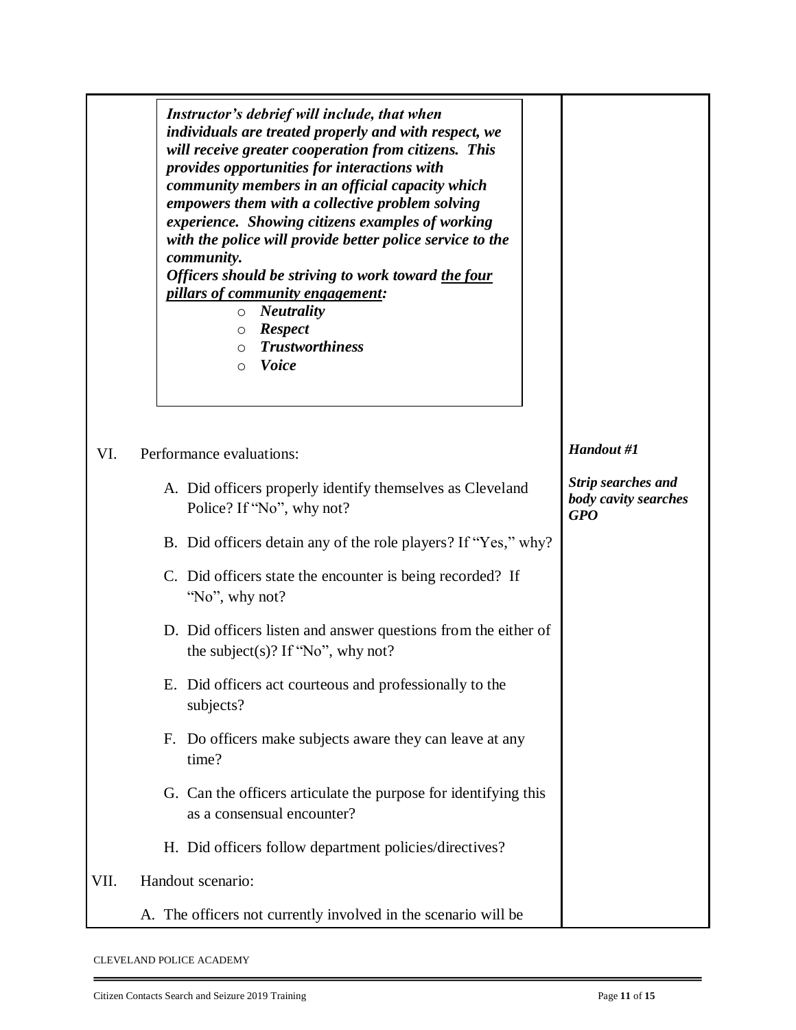***Instructor's debrief will include, that when individuals are treated properly and with respect, we will receive greater cooperation from citizens. This provides opportunities for interactions with community members in an official capacity which empowers them with a collective problem solving experience. Showing citizens examples of working with the police will provide better police service to the community.***

***Officers should be striving to work toward <u>the four pillars of community engagement</u>:***

- ***Neutrality***
- ***Respect***
- ***Trustworthiness***
- ***Voice***

VI. Performance evaluations:

*Handout #1*

*Strip searches and body cavity searches GPO*

A. Did officers properly identify themselves as Cleveland Police? If "No", why not?

B. Did officers detain any of the role players? If "Yes," why?

C. Did officers state the encounter is being recorded? If "No", why not?

D. Did officers listen and answer questions from the either of the subject(s)? If "No", why not?

E. Did officers act courteous and professionally to the subjects?

F. Do officers make subjects aware they can leave at any time?

G. Can the officers articulate the purpose for identifying this as a consensual encounter?

H. Did officers follow department policies/directives?

VII. Handout scenario:

A. The officers not currently involved in the scenario will be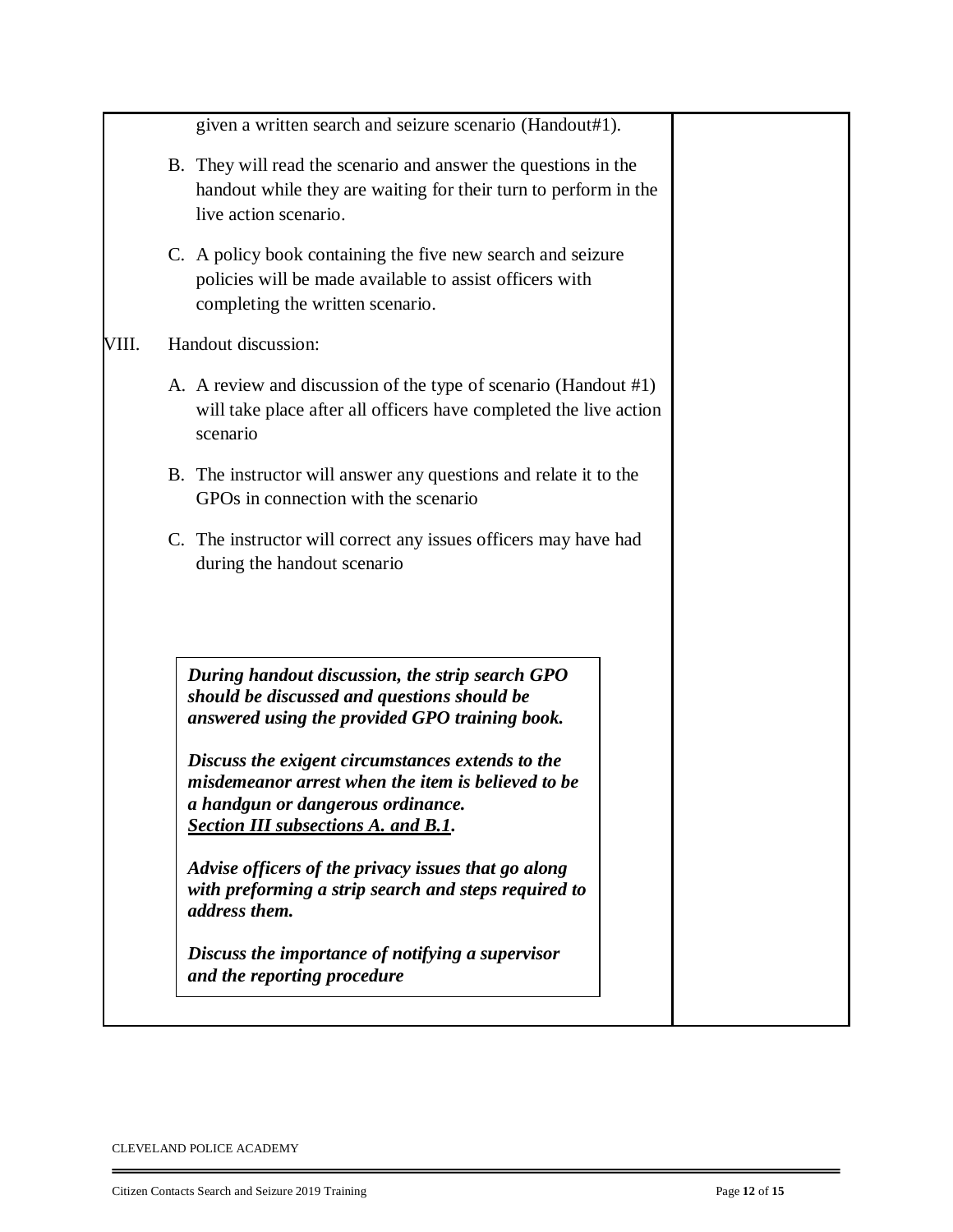given a written search and seizure scenario (Handout#1).

B. They will read the scenario and answer the questions in the handout while they are waiting for their turn to perform in the live action scenario.

C. A policy book containing the five new search and seizure policies will be made available to assist officers with completing the written scenario.

VIII. Handout discussion:

A. A review and discussion of the type of scenario (Handout #1) will take place after all officers have completed the live action scenario

B. The instructor will answer any questions and relate it to the GPOs in connection with the scenario

C. The instructor will correct any issues officers may have had during the handout scenario

> ***During handout discussion, the strip search GPO should be discussed and questions should be answered using the provided GPO training book.***
>
> ***Discuss the exigent circumstances extends to the misdemeanor arrest when the item is believed to be a handgun or dangerous ordinance.***
> ***<u>Section III subsections A. and B.1</u>.***
>
> ***Advise officers of the privacy issues that go along with preforming a strip search and steps required to address them.***
>
> ***Discuss the importance of notifying a supervisor and the reporting procedure***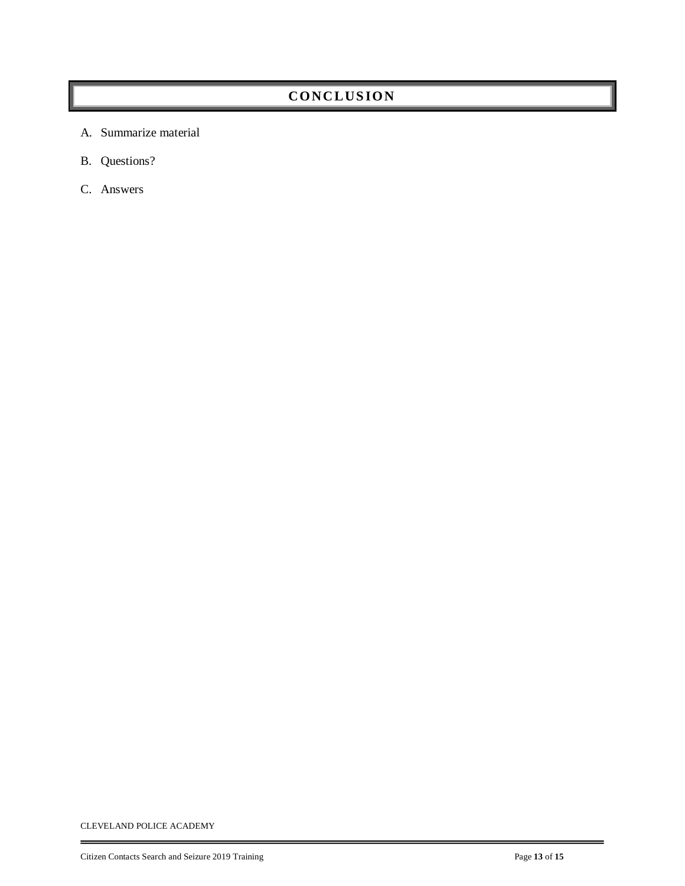# CONCLUSION

A. Summarize material

B. Questions?

C. Answers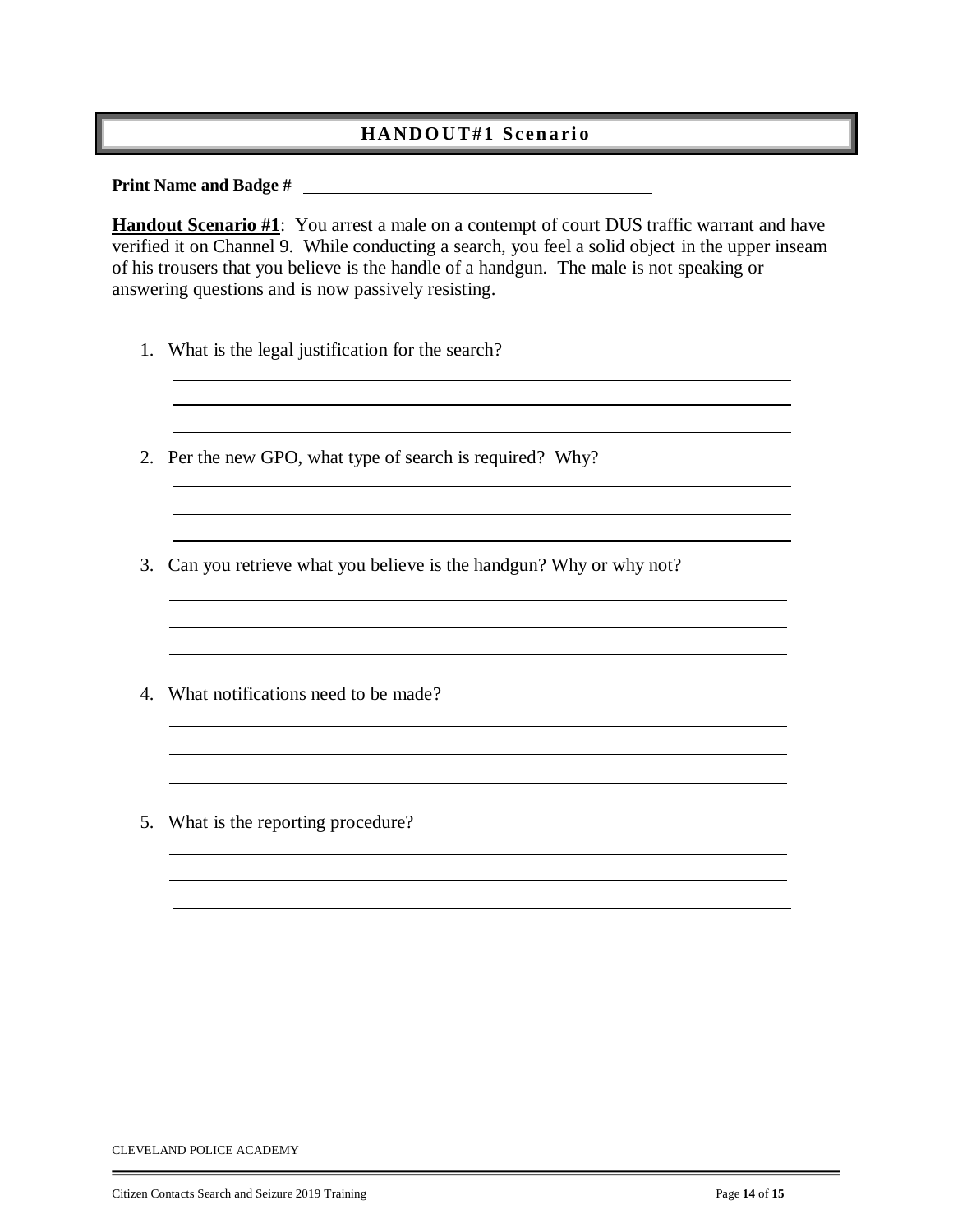## HANDOUT#1 Scenario

**Print Name and Badge #** \_\_\_\_\_\_\_\_\_\_\_\_\_\_\_\_\_\_\_\_\_\_\_\_\_\_\_\_\_\_\_\_\_\_\_\_\_\_\_\_

**Handout Scenario #1**: You arrest a male on a contempt of court DUS traffic warrant and have verified it on Channel 9. While conducting a search, you feel a solid object in the upper inseam of his trousers that you believe is the handle of a handgun. The male is not speaking or answering questions and is now passively resisting.

1. What is the legal justification for the search?

2. Per the new GPO, what type of search is required? Why?

3. Can you retrieve what you believe is the handgun? Why or why not?

4. What notifications need to be made?

5. What is the reporting procedure?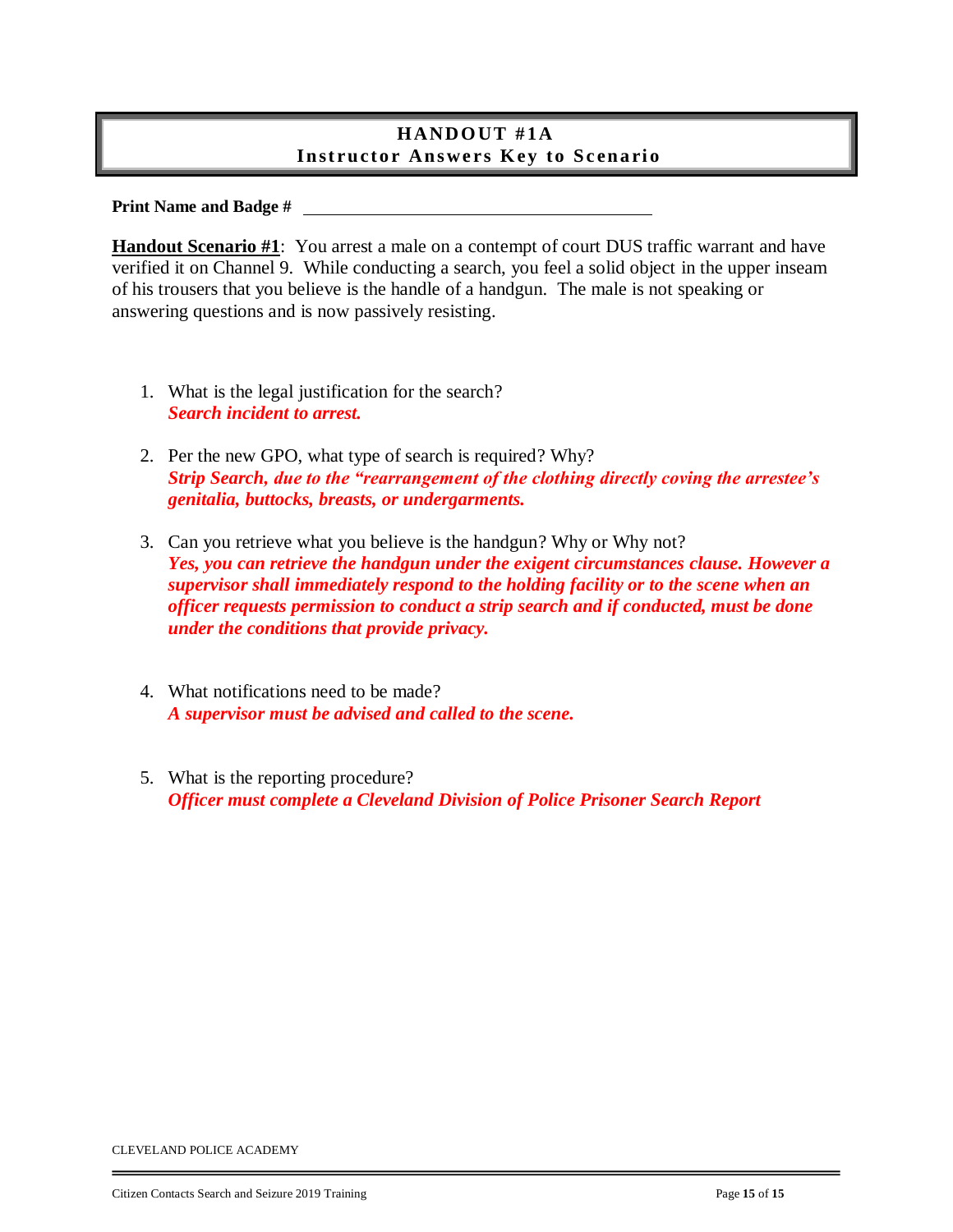# HANDOUT #1A
## Instructor Answers Key to Scenario

**Print Name and Badge #** ______________________________

**Handout Scenario #1**: You arrest a male on a contempt of court DUS traffic warrant and have verified it on Channel 9. While conducting a search, you feel a solid object in the upper inseam of his trousers that you believe is the handle of a handgun. The male is not speaking or answering questions and is now passively resisting.

1. What is the legal justification for the search?
   ***Search incident to arrest.***

2. Per the new GPO, what type of search is required? Why?
   ***Strip Search, due to the "rearrangement of the clothing directly coving the arrestee's genitalia, buttocks, breasts, or undergarments.***

3. Can you retrieve what you believe is the handgun? Why or Why not?
   ***Yes, you can retrieve the handgun under the exigent circumstances clause. However a supervisor shall immediately respond to the holding facility or to the scene when an officer requests permission to conduct a strip search and if conducted, must be done under the conditions that provide privacy.***

4. What notifications need to be made?
   ***A supervisor must be advised and called to the scene.***

5. What is the reporting procedure?
   ***Officer must complete a Cleveland Division of Police Prisoner Search Report***